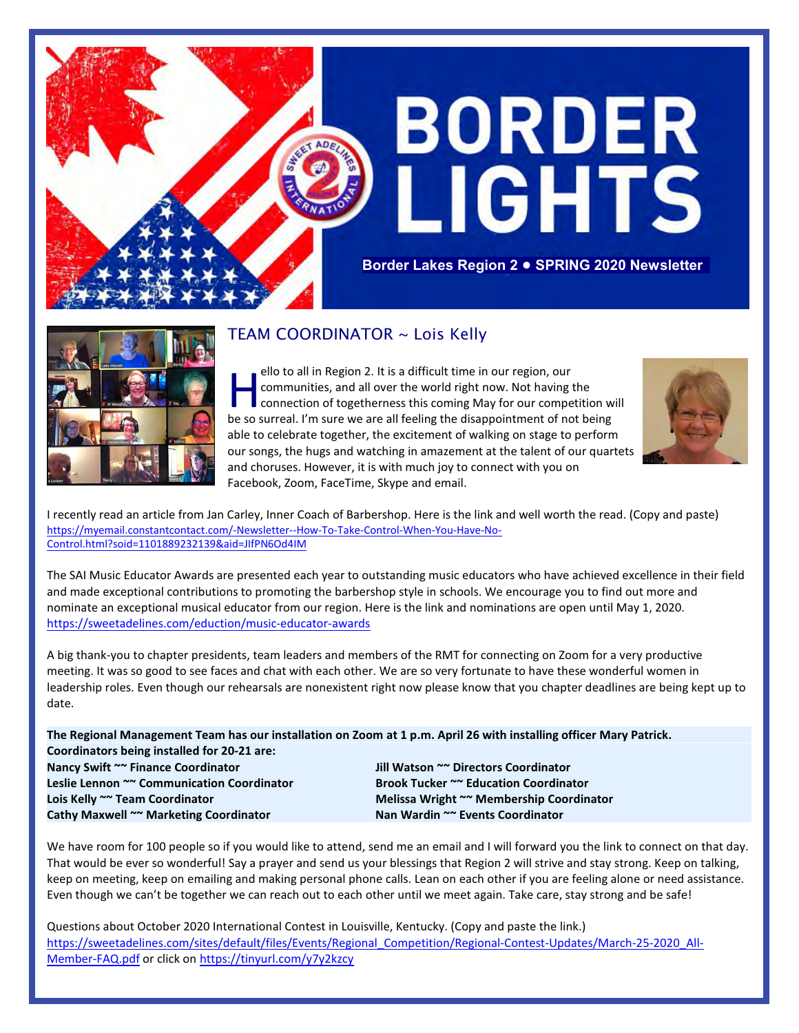# BORDER LIGHTS

**Border Lakes Region 2 • SPRING 2020 Newsletter**

## TEAM COORDINATOR ~ Lois Kelly

Hello to all in Region 2. It is a difficult time in our region, our communities, and all over the world right now. Not having the connection of togetherness this coming May for our competition will be so surreal. I'm sure we are all feeling the disappointment of not being able to celebrate together, the excitement of walking on stage to perform our songs, the hugs and watching in amazement at the talent of our quartets and choruses. However, it is with much joy to connect with you on Facebook, Zoom, FaceTime, Skype and email.

I recently read an article from Jan Carley, Inner Coach of Barbershop. Here is the link and well worth the read. (Copy and paste) https://myemail.constantcontact.com/-Newsletter--How-To-Take-Control-When-You-Have-No-Control.html?soid=1101889232139&aid=JIfPN6Od4IM

The SAI Music Educator Awards are presented each year to outstanding music educators who have achieved excellence in their field and made exceptional contributions to promoting the barbershop style in schools. We encourage you to find out more and nominate an exceptional musical educator from our region. Here is the link and nominations are open until May 1, 2020. https://sweetadelines.com/eduction/music-educator-awards

A big thank-you to chapter presidents, team leaders and members of the RMT for connecting on Zoom for a very productive meeting. It was so good to see faces and chat with each other. We are so very fortunate to have these wonderful women in leadership roles. Even though our rehearsals are nonexistent right now please know that you chapter deadlines are being kept up to date.

**The Regional Management Team has our installation on Zoom at 1 p.m. April 26 with installing officer Mary Patrick.**
**Coordinators being installed for 20-21 are:**

**Nancy Swift ~~ Finance Coordinator**
**Leslie Lennon ~~ Communication Coordinator**
**Lois Kelly ~~ Team Coordinator**
**Cathy Maxwell ~~ Marketing Coordinator**
**Jill Watson ~~ Directors Coordinator**
**Brook Tucker ~~ Education Coordinator**
**Melissa Wright ~~ Membership Coordinator**
**Nan Wardin ~~ Events Coordinator**

We have room for 100 people so if you would like to attend, send me an email and I will forward you the link to connect on that day. That would be ever so wonderful! Say a prayer and send us your blessings that Region 2 will strive and stay strong. Keep on talking, keep on meeting, keep on emailing and making personal phone calls. Lean on each other if you are feeling alone or need assistance. Even though we can't be together we can reach out to each other until we meet again. Take care, stay strong and be safe!

Questions about October 2020 International Contest in Louisville, Kentucky. (Copy and paste the link.) https://sweetadelines.com/sites/default/files/Events/Regional_Competition/Regional-Contest-Updates/March-25-2020_All-Member-FAQ.pdf or click on https://tinyurl.com/y7y2kzcy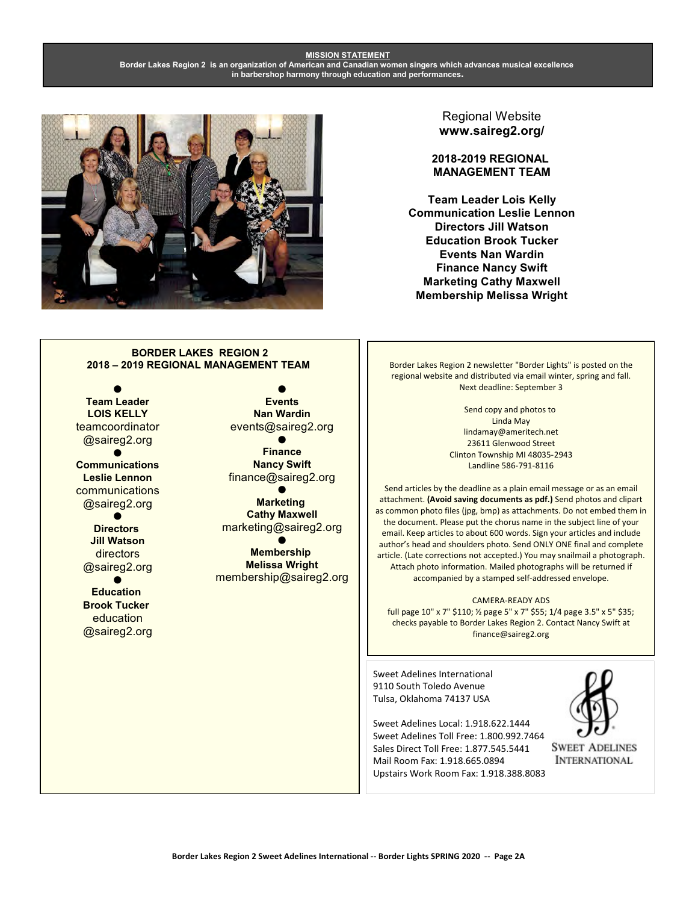**MISSION STATEMENT**

**Border Lakes Region 2 is an organization of American and Canadian women singers which advances musical excellence in barbershop harmony through education and performances.**

Regional Website
**www.saireg2.org/**

**2018-2019 REGIONAL MANAGEMENT TEAM**

**Team Leader Lois Kelly**
**Communication Leslie Lennon**
**Directors Jill Watson**
**Education Brook Tucker**
**Events Nan Wardin**
**Finance Nancy Swift**
**Marketing Cathy Maxwell**
**Membership Melissa Wright**

## BORDER LAKES REGION 2 2018 – 2019 REGIONAL MANAGEMENT TEAM

- **Team Leader**
  **LOIS KELLY**
  teamcoordinator@saireg2.org
- **Communications**
  **Leslie Lennon**
  communications@saireg2.org
- **Directors**
  **Jill Watson**
  directors@saireg2.org
- **Education**
  **Brook Tucker**
  education@saireg2.org
- **Events**
  **Nan Wardin**
  events@saireg2.org
- **Finance**
  **Nancy Swift**
  finance@saireg2.org
- **Marketing**
  **Cathy Maxwell**
  marketing@saireg2.org
- **Membership**
  **Melissa Wright**
  membership@saireg2.org

Border Lakes Region 2 newsletter "Border Lights" is posted on the regional website and distributed via email winter, spring and fall.
Next deadline: September 3

Send copy and photos to
Linda May
lindamay@ameritech.net
23611 Glenwood Street
Clinton Township MI 48035-2943
Landline 586-791-8116

Send articles by the deadline as a plain email message or as an email attachment. **(Avoid saving documents as pdf.)** Send photos and clipart as common photo files (jpg, bmp) as attachments. Do not embed them in the document. Please put the chorus name in the subject line of your email. Keep articles to about 600 words. Sign your articles and include author's head and shoulders photo. Send ONLY ONE final and complete article. (Late corrections not accepted.) You may snailmail a photograph. Attach photo information. Mailed photographs will be returned if accompanied by a stamped self-addressed envelope.

CAMERA-READY ADS
full page 10" x 7" $110; ½ page 5" x 7" $55; 1/4 page 3.5" x 5" $35; checks payable to Border Lakes Region 2. Contact Nancy Swift at finance@saireg2.org

Sweet Adelines International
9110 South Toledo Avenue
Tulsa, Oklahoma 74137 USA

Sweet Adelines Local: 1.918.622.1444
Sweet Adelines Toll Free: 1.800.992.7464
Sales Direct Toll Free: 1.877.545.5441
Mail Room Fax: 1.918.665.0894
Upstairs Work Room Fax: 1.918.388.8083

SWEET ADELINES INTERNATIONAL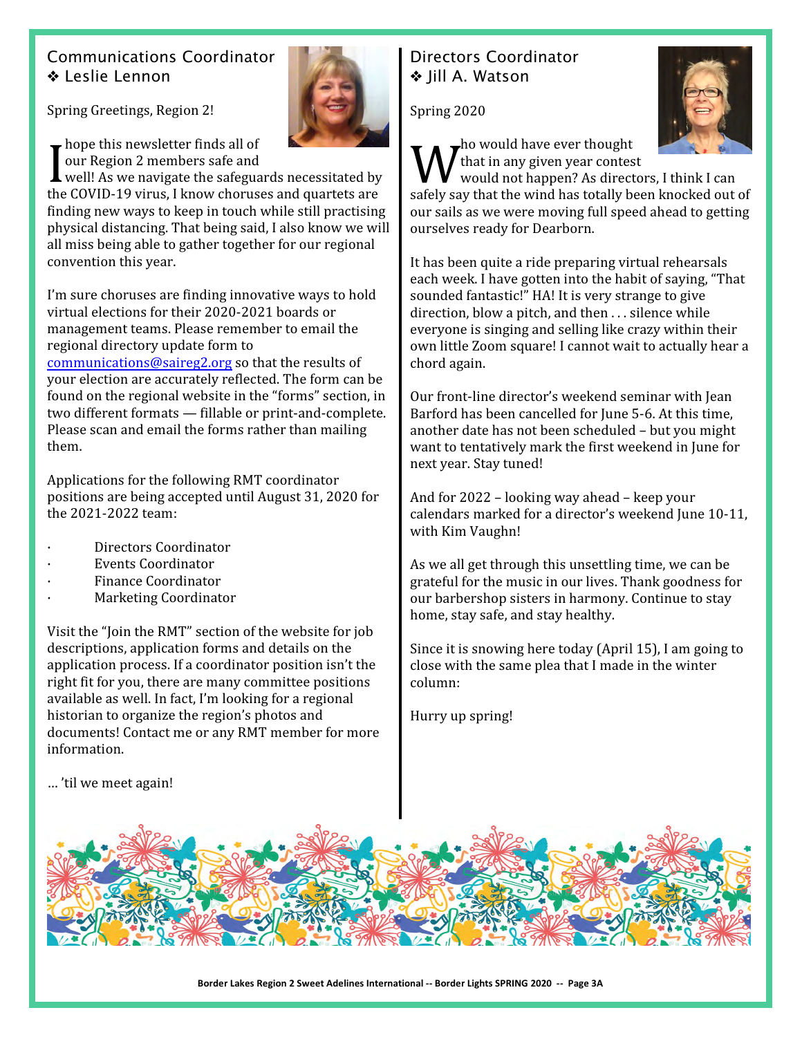## Communications Coordinator
## ❖ Leslie Lennon

Spring Greetings, Region 2!

I hope this newsletter finds all of our Region 2 members safe and well! As we navigate the safeguards necessitated by the COVID-19 virus, I know choruses and quartets are finding new ways to keep in touch while still practising physical distancing. That being said, I also know we will all miss being able to gather together for our regional convention this year.

I'm sure choruses are finding innovative ways to hold virtual elections for their 2020-2021 boards or management teams. Please remember to email the regional directory update form to communications@saireg2.org so that the results of your election are accurately reflected. The form can be found on the regional website in the "forms" section, in two different formats — fillable or print-and-complete. Please scan and email the forms rather than mailing them.

Applications for the following RMT coordinator positions are being accepted until August 31, 2020 for the 2021-2022 team:

- Directors Coordinator
- Events Coordinator
- Finance Coordinator
- Marketing Coordinator

Visit the "Join the RMT" section of the website for job descriptions, application forms and details on the application process. If a coordinator position isn't the right fit for you, there are many committee positions available as well. In fact, I'm looking for a regional historian to organize the region's photos and documents! Contact me or any RMT member for more information.

… 'til we meet again!

## Directors Coordinator
## ❖ Jill A. Watson

Spring 2020

Who would have ever thought that in any given year contest would not happen? As directors, I think I can safely say that the wind has totally been knocked out of our sails as we were moving full speed ahead to getting ourselves ready for Dearborn.

It has been quite a ride preparing virtual rehearsals each week. I have gotten into the habit of saying, "That sounded fantastic!" HA! It is very strange to give direction, blow a pitch, and then . . . silence while everyone is singing and selling like crazy within their own little Zoom square! I cannot wait to actually hear a chord again.

Our front-line director's weekend seminar with Jean Barford has been cancelled for June 5-6. At this time, another date has not been scheduled – but you might want to tentatively mark the first weekend in June for next year. Stay tuned!

And for 2022 – looking way ahead – keep your calendars marked for a director's weekend June 10-11, with Kim Vaughn!

As we all get through this unsettling time, we can be grateful for the music in our lives. Thank goodness for our barbershop sisters in harmony. Continue to stay home, stay safe, and stay healthy.

Since it is snowing here today (April 15), I am going to close with the same plea that I made in the winter column:

Hurry up spring!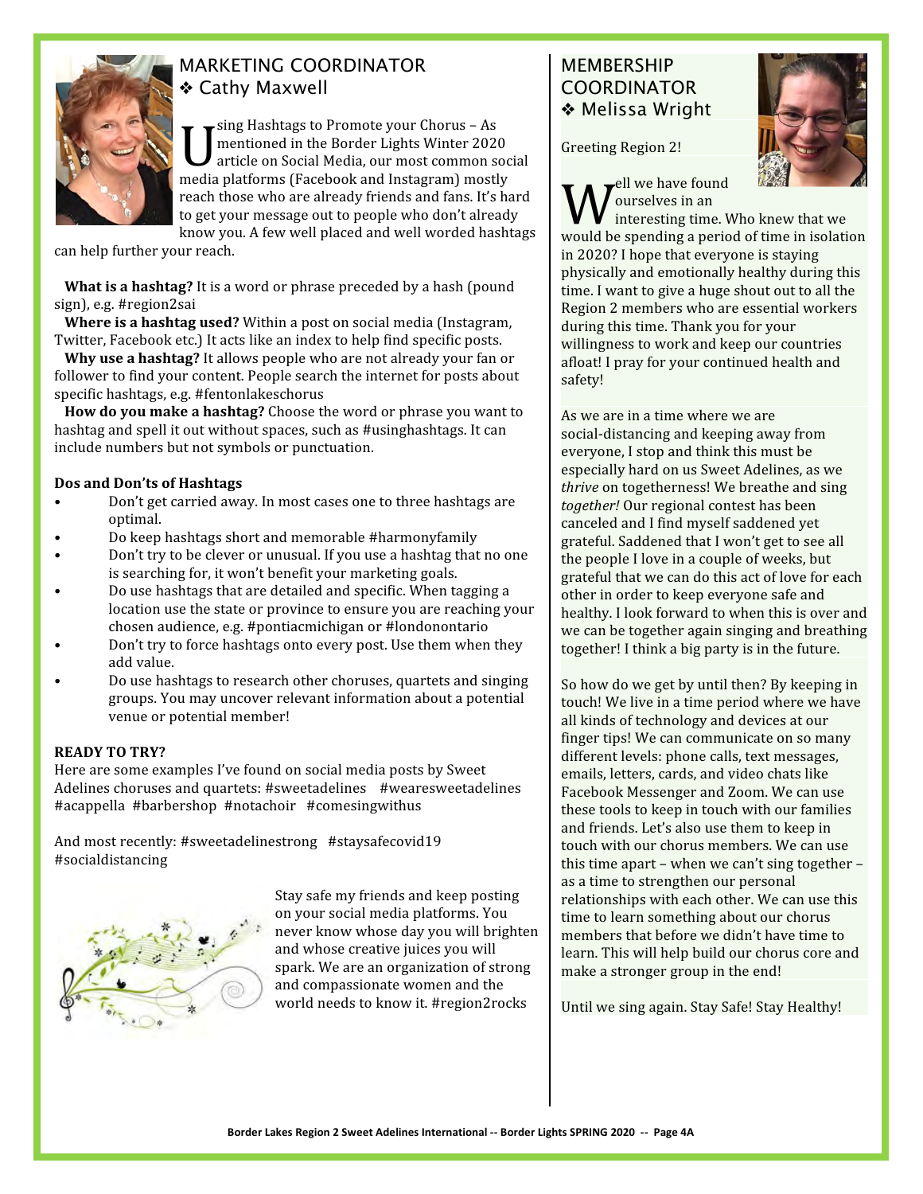## MARKETING COORDINATOR
### ❖ Cathy Maxwell

Using Hashtags to Promote your Chorus – As mentioned in the Border Lights Winter 2020 article on Social Media, our most common social media platforms (Facebook and Instagram) mostly reach those who are already friends and fans. It's hard to get your message out to people who don't already know you. A few well placed and well worded hashtags can help further your reach.

**What is a hashtag?** It is a word or phrase preceded by a hash (pound sign), e.g. #region2sai

**Where is a hashtag used?** Within a post on social media (Instagram, Twitter, Facebook etc.) It acts like an index to help find specific posts.

**Why use a hashtag?** It allows people who are not already your fan or follower to find your content. People search the internet for posts about specific hashtags, e.g. #fentonlakeschorus

**How do you make a hashtag?** Choose the word or phrase you want to hashtag and spell it out without spaces, such as #usinghashtags. It can include numbers but not symbols or punctuation.

**Dos and Don'ts of Hashtags**

- Don't get carried away. In most cases one to three hashtags are optimal.
- Do keep hashtags short and memorable #harmonyfamily
- Don't try to be clever or unusual. If you use a hashtag that no one is searching for, it won't benefit your marketing goals.
- Do use hashtags that are detailed and specific. When tagging a location use the state or province to ensure you are reaching your chosen audience, e.g. #pontiacmichigan or #londonontario
- Don't try to force hashtags onto every post. Use them when they add value.
- Do use hashtags to research other choruses, quartets and singing groups. You may uncover relevant information about a potential venue or potential member!

**READY TO TRY?**

Here are some examples I've found on social media posts by Sweet Adelines choruses and quartets: #sweetadelines #wearesweetadelines #acappella #barbershop #notachoir #comesingwithus

And most recently: #sweetadelinestrong #staysafecovid19 #socialdistancing

Stay safe my friends and keep posting on your social media platforms. You never know whose day you will brighten and whose creative juices you will spark. We are an organization of strong and compassionate women and the world needs to know it. #region2rocks

## MEMBERSHIP COORDINATOR
### ❖ Melissa Wright

Greeting Region 2!

Well we have found ourselves in an interesting time. Who knew that we would be spending a period of time in isolation in 2020? I hope that everyone is staying physically and emotionally healthy during this time. I want to give a huge shout out to all the Region 2 members who are essential workers during this time. Thank you for your willingness to work and keep our countries afloat! I pray for your continued health and safety!

As we are in a time where we are social-distancing and keeping away from everyone, I stop and think this must be especially hard on us Sweet Adelines, as we *thrive* on togetherness! We breathe and sing *together!* Our regional contest has been canceled and I find myself saddened yet grateful. Saddened that I won't get to see all the people I love in a couple of weeks, but grateful that we can do this act of love for each other in order to keep everyone safe and healthy. I look forward to when this is over and we can be together again singing and breathing together! I think a big party is in the future.

So how do we get by until then? By keeping in touch! We live in a time period where we have all kinds of technology and devices at our finger tips! We can communicate on so many different levels: phone calls, text messages, emails, letters, cards, and video chats like Facebook Messenger and Zoom. We can use these tools to keep in touch with our families and friends. Let's also use them to keep in touch with our chorus members. We can use this time apart – when we can't sing together – as a time to strengthen our personal relationships with each other. We can use this time to learn something about our chorus members that before we didn't have time to learn. This will help build our chorus core and make a stronger group in the end!

Until we sing again. Stay Safe! Stay Healthy!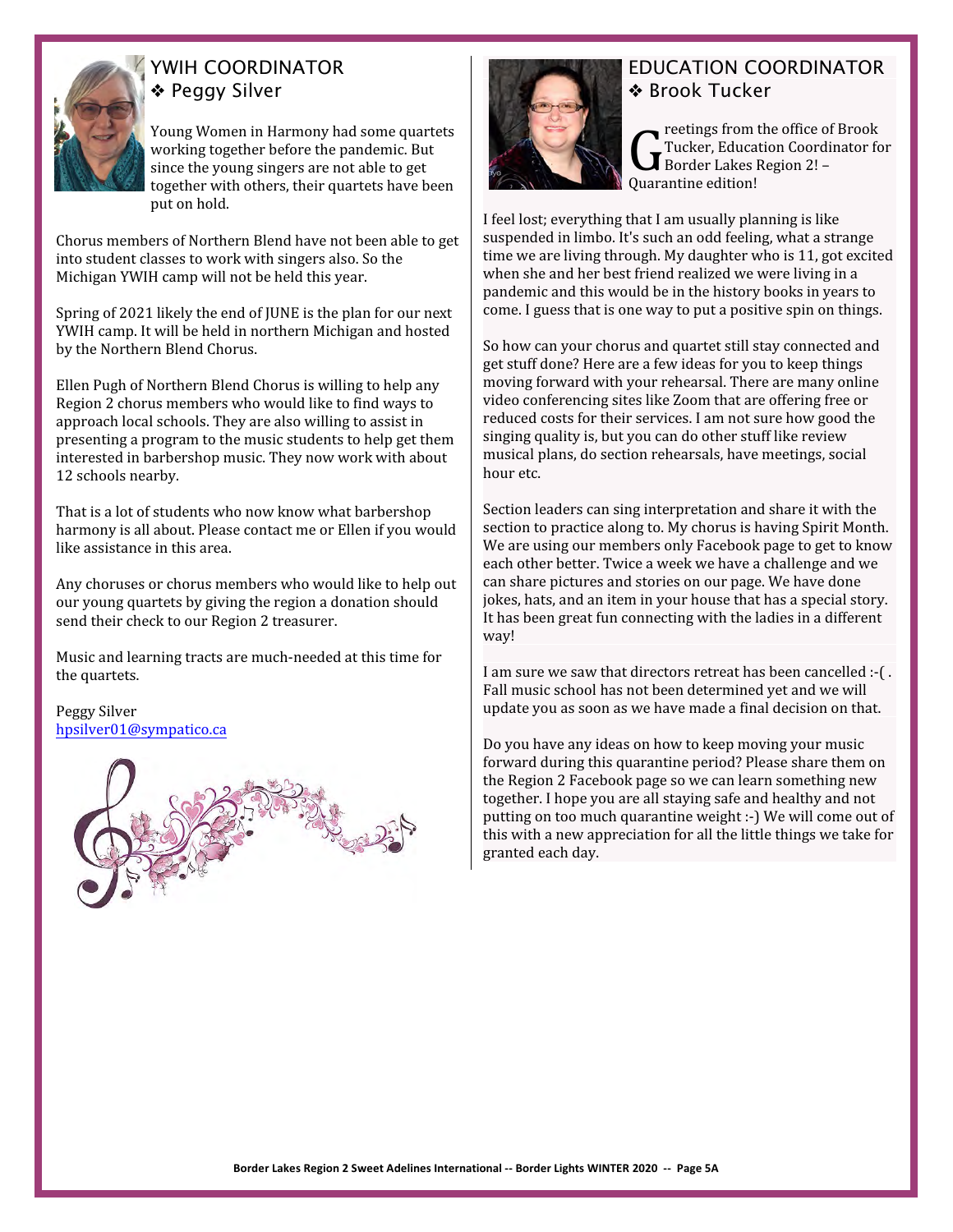## YWIH COORDINATOR
### ❖ Peggy Silver

Young Women in Harmony had some quartets working together before the pandemic. But since the young singers are not able to get together with others, their quartets have been put on hold.

Chorus members of Northern Blend have not been able to get into student classes to work with singers also. So the Michigan YWIH camp will not be held this year.

Spring of 2021 likely the end of JUNE is the plan for our next YWIH camp. It will be held in northern Michigan and hosted by the Northern Blend Chorus.

Ellen Pugh of Northern Blend Chorus is willing to help any Region 2 chorus members who would like to find ways to approach local schools. They are also willing to assist in presenting a program to the music students to help get them interested in barbershop music. They now work with about 12 schools nearby.

That is a lot of students who now know what barbershop harmony is all about. Please contact me or Ellen if you would like assistance in this area.

Any choruses or chorus members who would like to help out our young quartets by giving the region a donation should send their check to our Region 2 treasurer.

Music and learning tracts are much-needed at this time for the quartets.

Peggy Silver
[hpsilver01@sympatico.ca](mailto:hpsilver01@sympatico.ca)

## EDUCATION COORDINATOR
### ❖ Brook Tucker

Greetings from the office of Brook Tucker, Education Coordinator for Border Lakes Region 2! – Quarantine edition!

I feel lost; everything that I am usually planning is like suspended in limbo. It's such an odd feeling, what a strange time we are living through. My daughter who is 11, got excited when she and her best friend realized we were living in a pandemic and this would be in the history books in years to come. I guess that is one way to put a positive spin on things.

So how can your chorus and quartet still stay connected and get stuff done? Here are a few ideas for you to keep things moving forward with your rehearsal. There are many online video conferencing sites like Zoom that are offering free or reduced costs for their services. I am not sure how good the singing quality is, but you can do other stuff like review musical plans, do section rehearsals, have meetings, social hour etc.

Section leaders can sing interpretation and share it with the section to practice along to. My chorus is having Spirit Month. We are using our members only Facebook page to get to know each other better. Twice a week we have a challenge and we can share pictures and stories on our page. We have done jokes, hats, and an item in your house that has a special story. It has been great fun connecting with the ladies in a different way!

I am sure we saw that directors retreat has been cancelled :-( . Fall music school has not been determined yet and we will update you as soon as we have made a final decision on that.

Do you have any ideas on how to keep moving your music forward during this quarantine period? Please share them on the Region 2 Facebook page so we can learn something new together. I hope you are all staying safe and healthy and not putting on too much quarantine weight :-) We will come out of this with a new appreciation for all the little things we take for granted each day.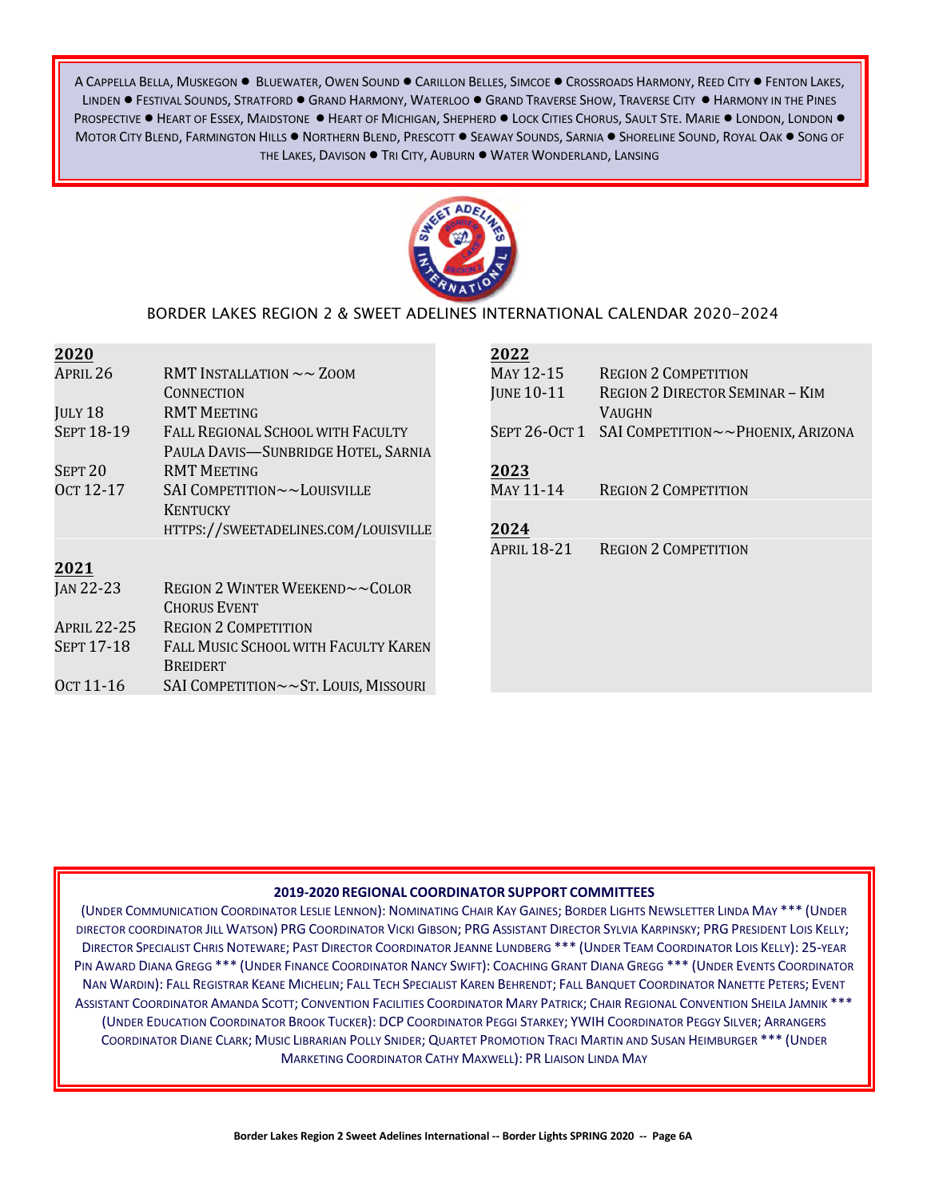A Cappella Bella, Muskegon ● Bluewater, Owen Sound ● Carillon Belles, Simcoe ● Crossroads Harmony, Reed City ● Fenton Lakes, Linden ● Festival Sounds, Stratford ● Grand Harmony, Waterloo ● Grand Traverse Show, Traverse City ● Harmony in the Pines Prospective ● Heart of Essex, Maidstone ● Heart of Michigan, Shepherd ● Lock Cities Chorus, Sault Ste. Marie ● London, London ● Motor City Blend, Farmington Hills ● Northern Blend, Prescott ● Seaway Sounds, Sarnia ● Shoreline Sound, Royal Oak ● Song of the Lakes, Davison ● Tri City, Auburn ● Water Wonderland, Lansing

BORDER LAKES REGION 2 & SWEET ADELINES INTERNATIONAL CALENDAR 2020-2024

**2020**

| | |
|---|---|
| April 26 | RMT Installation ~~ Zoom Connection |
| July 18 | RMT Meeting |
| Sept 18-19 | Fall Regional School with Faculty Paula Davis—Sunbridge Hotel, Sarnia |
| Sept 20 | RMT Meeting |
| Oct 12-17 | SAI Competition~~Louisville Kentucky https://sweetadelines.com/louisville |

**2021**

| | |
|---|---|
| Jan 22-23 | Region 2 Winter Weekend~~Color Chorus Event |
| April 22-25 | Region 2 Competition |
| Sept 17-18 | Fall Music School with Faculty Karen Breidert |
| Oct 11-16 | SAI Competition~~St. Louis, Missouri |

**2022**

| | |
|---|---|
| May 12-15 | Region 2 Competition |
| June 10-11 | Region 2 Director Seminar – Kim Vaughn |
| Sept 26-Oct 1 | SAI Competition~~Phoenix, Arizona |

**2023**

| | |
|---|---|
| May 11-14 | Region 2 Competition |

**2024**

| | |
|---|---|
| April 18-21 | Region 2 Competition |

**2019-2020 REGIONAL COORDINATOR SUPPORT COMMITTEES**

(Under Communication Coordinator Leslie Lennon): Nominating Chair Kay Gaines; Border Lights Newsletter Linda May *** (Under director coordinator Jill Watson) PRG Coordinator Vicki Gibson; PRG Assistant Director Sylvia Karpinsky; PRG President Lois Kelly; Director Specialist Chris Noteware; Past Director Coordinator Jeanne Lundberg *** (Under Team Coordinator Lois Kelly): 25-year Pin Award Diana Gregg *** (Under Finance Coordinator Nancy Swift): Coaching Grant Diana Gregg *** (Under Events Coordinator Nan Wardin): Fall Registrar Keane Michelin; Fall Tech Specialist Karen Behrendt; Fall Banquet Coordinator Nanette Peters; Event Assistant Coordinator Amanda Scott; Convention Facilities Coordinator Mary Patrick; Chair Regional Convention Sheila Jamnik *** (Under Education Coordinator Brook Tucker): DCP Coordinator Peggi Starkey; YWIH Coordinator Peggy Silver; Arrangers Coordinator Diane Clark; Music Librarian Polly Snider; Quartet Promotion Traci Martin and Susan Heimburger *** (Under Marketing Coordinator Cathy Maxwell): PR Liaison Linda May